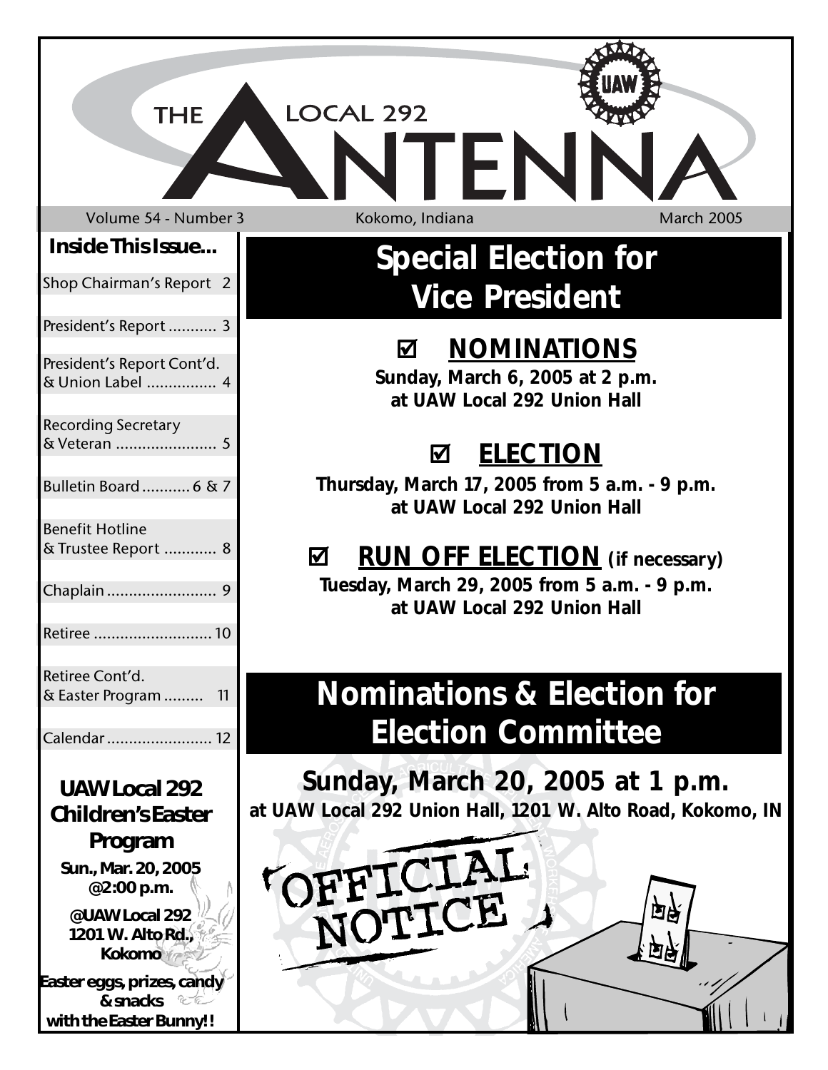# THE LOCAL 292 ANTENNA

Volume 54 - Number 3 | Kokomo, Indiana | March 2005

## Special Election for Vice President

### ☑ NOMINATIONS

**Sunday, March 6, 2005 at 2 p.m.**
**at UAW Local 292 Union Hall**

### ☑ ELECTION

**Thursday, March 17, 2005 from 5 a.m. - 9 p.m.**
**at UAW Local 292 Union Hall**

### ☑ RUN OFF ELECTION (if necessary)

**Tuesday, March 29, 2005 from 5 a.m. - 9 p.m.**
**at UAW Local 292 Union Hall**

## Nominations & Election for Election Committee

**Sunday, March 20, 2005 at 1 p.m.**
**at UAW Local 292 Union Hall, 1201 W. Alto Road, Kokomo, IN**

OFFICIAL NOTICE

### Inside This Issue...

- Shop Chairman's Report 2
- President's Report 3
- President's Report Cont'd. & Union Label 4
- Recording Secretary & Veteran 5
- Bulletin Board 6 & 7
- Benefit Hotline & Trustee Report 8
- Chaplain 9
- Retiree 10
- Retiree Cont'd. & Easter Program 11
- Calendar 12

### UAW Local 292 Children's Easter Program

**Sun., Mar. 20, 2005 @2:00 p.m.**

**@UAW Local 292 1201 W. Alto Rd., Kokomo**

**Easter eggs, prizes, candy & snacks with the Easter Bunny!!**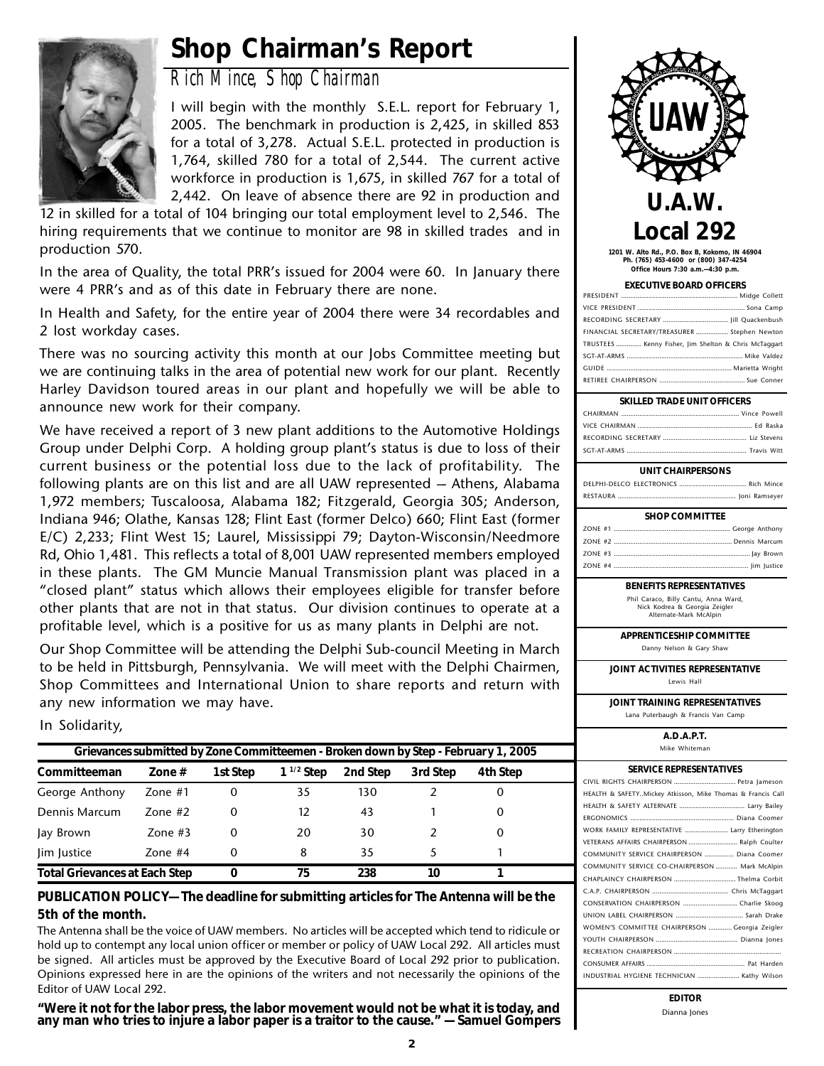# Shop Chairman's Report

## Rich Mince, Shop Chairman

I will begin with the monthly S.E.L. report for February 1, 2005. The benchmark in production is 2,425, in skilled 853 for a total of 3,278. Actual S.E.L. protected in production is 1,764, skilled 780 for a total of 2,544. The current active workforce in production is 1,675, in skilled 767 for a total of 2,442. On leave of absence there are 92 in production and 12 in skilled for a total of 104 bringing our total employment level to 2,546. The hiring requirements that we continue to monitor are 98 in skilled trades and in production 570.

In the area of Quality, the total PRR's issued for 2004 were 60. In January there were 4 PRR's and as of this date in February there are none.

In Health and Safety, for the entire year of 2004 there were 34 recordables and 2 lost workday cases.

There was no sourcing activity this month at our Jobs Committee meeting but we are continuing talks in the area of potential new work for our plant. Recently Harley Davidson toured areas in our plant and hopefully we will be able to announce new work for their company.

We have received a report of 3 new plant additions to the Automotive Holdings Group under Delphi Corp. A holding group plant's status is due to loss of their current business or the potential loss due to the lack of profitability. The following plants are on this list and are all UAW represented — Athens, Alabama 1,972 members; Tuscaloosa, Alabama 182; Fitzgerald, Georgia 305; Anderson, Indiana 946; Olathe, Kansas 128; Flint East (former Delco) 660; Flint East (former E/C) 2,233; Flint West 15; Laurel, Mississippi 79; Dayton-Wisconsin/Needmore Rd, Ohio 1,481. This reflects a total of 8,001 UAW represented members employed in these plants. The GM Muncie Manual Transmission plant was placed in a "closed plant" status which allows their employees eligible for transfer before other plants that are not in that status. Our division continues to operate at a profitable level, which is a positive for us as many plants in Delphi are not.

Our Shop Committee will be attending the Delphi Sub-council Meeting in March to be held in Pittsburgh, Pennsylvania. We will meet with the Delphi Chairmen, Shop Committees and International Union to share reports and return with any new information we may have.

In Solidarity,

**Grievances submitted by Zone Committeemen - Broken down by Step - February 1, 2005**

| Committeeman | Zone # | 1st Step | 1 1/2 Step | 2nd Step | 3rd Step | 4th Step |
|---|---|---|---|---|---|---|
| George Anthony | Zone #1 | 0 | 35 | 130 | 2 | 0 |
| Dennis Marcum | Zone #2 | 0 | 12 | 43 | 1 | 0 |
| Jay Brown | Zone #3 | 0 | 20 | 30 | 2 | 0 |
| Jim Justice | Zone #4 | 0 | 8 | 35 | 5 | 1 |
| **Total Grievances at Each Step** | | **0** | **75** | **238** | **10** | **1** |

**PUBLICATION POLICY—The deadline for submitting articles for The Antenna will be the 5th of the month.**

The Antenna shall be the voice of UAW members. No articles will be accepted which tend to ridicule or hold up to contempt any local union officer or member or policy of UAW Local 292. All articles must be signed. All articles must be approved by the Executive Board of Local 292 prior to publication. Opinions expressed here in are the opinions of the writers and not necessarily the opinions of the Editor of UAW Local 292.

**"Were it not for the labor press, the labor movement would not be what it is today, and any man who tries to injure a labor paper is a traitor to the cause." — Samuel Gompers**

---

# U.A.W. Local 292

1201 W. Alto Rd., P.O. Box B, Kokomo, IN 46904
Ph. (765) 453-4600 or (800) 347-4254
Office Hours 7:30 a.m.—4:30 p.m.

**EXECUTIVE BOARD OFFICERS**

- PRESIDENT ... Midge Collett
- VICE PRESIDENT ... Sona Camp
- RECORDING SECRETARY ... Jill Quackenbush
- FINANCIAL SECRETARY/TREASURER ... Stephen Newton
- TRUSTEES ... Kenny Fisher, Jim Shelton & Chris McTaggart
- SGT-AT-ARMS ... Mike Valdez
- GUIDE ... Marietta Wright
- RETIREE CHAIRPERSON ... Sue Conner

**SKILLED TRADE UNIT OFFICERS**

- CHAIRMAN ... Vince Powell
- VICE CHAIRMAN ... Ed Raska
- RECORDING SECRETARY ... Liz Stevens
- SGT-AT-ARMS ... Travis Witt

**UNIT CHAIRPERSONS**

- DELPHI-DELCO ELECTRONICS ... Rich Mince
- RESTAURA ... Joni Ramseyer

**SHOP COMMITTEE**

- ZONE #1 ... George Anthony
- ZONE #2 ... Dennis Marcum
- ZONE #3 ... Jay Brown
- ZONE #4 ... Jim Justice

**BENEFITS REPRESENTATIVES**

Phil Caraco, Billy Cantu, Anna Ward, Nick Kodrea & Georgia Zeigler
Alternate-Mark McAlpin

**APPRENTICESHIP COMMITTEE**

Danny Nelson & Gary Shaw

**JOINT ACTIVITIES REPRESENTATIVE**

Lewis Hall

**JOINT TRAINING REPRESENTATIVES**

Lana Puterbaugh & Francis Van Camp

**A.D.A.P.T.**

Mike Whiteman

**SERVICE REPRESENTATIVES**

- CIVIL RIGHTS CHAIRPERSON ... Petra Jameson
- HEALTH & SAFETY..Mickey Atkisson, Mike Thomas & Francis Call
- HEALTH & SAFETY ALTERNATE ... Larry Bailey
- ERGONOMICS ... Diana Coomer
- WORK FAMILY REPRESENTATIVE ... Larry Etherington
- VETERANS AFFAIRS CHAIRPERSON ... Ralph Coulter
- COMMUNITY SERVICE CHAIRPERSON ... Diana Coomer
- COMMUNITY SERVICE CO-CHAIRPERSON ... Mark McAlpin
- CHAPLAINCY CHAIRPERSON ... Thelma Corbit
- C.A.P. CHAIRPERSON ... Chris McTaggart
- CONSERVATION CHAIRPERSON ... Charlie Skoog
- UNION LABEL CHAIRPERSON ... Sarah Drake
- WOMEN'S COMMITTEE CHAIRPERSON ... Georgia Zeigler
- YOUTH CHAIRPERSON ... Dianna Jones
- RECREATION CHAIRPERSON ...
- CONSUMER AFFAIRS ... Pat Harden
- INDUSTRIAL HYGIENE TECHNICIAN ... Kathy Wilson

**EDITOR**

Dianna Jones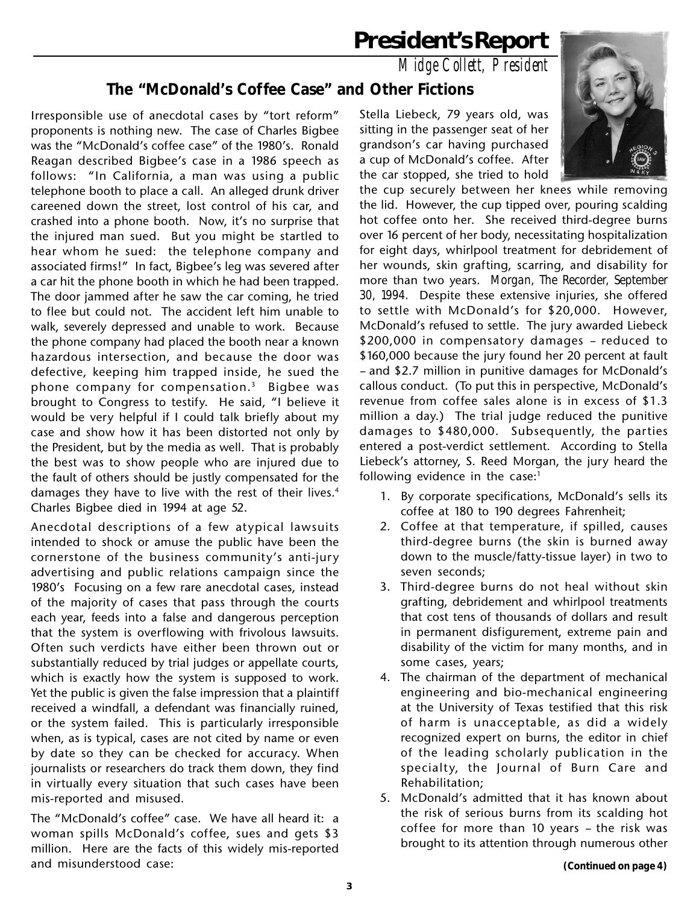# President's Report

*Midge Collett, President*

## The "McDonald's Coffee Case" and Other Fictions

Irresponsible use of anecdotal cases by "tort reform" proponents is nothing new. The case of Charles Bigbee was the "McDonald's coffee case" of the 1980's. Ronald Reagan described Bigbee's case in a 1986 speech as follows: "In California, a man was using a public telephone booth to place a call. An alleged drunk driver careened down the street, lost control of his car, and crashed into a phone booth. Now, it's no surprise that the injured man sued. But you might be startled to hear whom he sued: the telephone company and associated firms!" In fact, Bigbee's leg was severed after a car hit the phone booth in which he had been trapped. The door jammed after he saw the car coming, he tried to flee but could not. The accident left him unable to walk, severely depressed and unable to work. Because the phone company had placed the booth near a known hazardous intersection, and because the door was defective, keeping him trapped inside, he sued the phone company for compensation.[3] Bigbee was brought to Congress to testify. He said, "I believe it would be very helpful if I could talk briefly about my case and show how it has been distorted not only by the President, but by the media as well. That is probably the best was to show people who are injured due to the fault of others should be justly compensated for the damages they have to live with the rest of their lives.[4] Charles Bigbee died in 1994 at age 52.

Anecdotal descriptions of a few atypical lawsuits intended to shock or amuse the public have been the cornerstone of the business community's anti-jury advertising and public relations campaign since the 1980's Focusing on a few rare anecdotal cases, instead of the majority of cases that pass through the courts each year, feeds into a false and dangerous perception that the system is overflowing with frivolous lawsuits. Often such verdicts have either been thrown out or substantially reduced by trial judges or appellate courts, which is exactly how the system is supposed to work. Yet the public is given the false impression that a plaintiff received a windfall, a defendant was financially ruined, or the system failed. This is particularly irresponsible when, as is typical, cases are not cited by name or even by date so they can be checked for accuracy. When journalists or researchers do track them down, they find in virtually every situation that such cases have been mis-reported and misused.

The "McDonald's coffee" case. We have all heard it: a woman spills McDonald's coffee, sues and gets $3 million. Here are the facts of this widely mis-reported and misunderstood case:

Stella Liebeck, 79 years old, was sitting in the passenger seat of her grandson's car having purchased a cup of McDonald's coffee. After the car stopped, she tried to hold the cup securely between her knees while removing the lid. However, the cup tipped over, pouring scalding hot coffee onto her. She received third-degree burns over 16 percent of her body, necessitating hospitalization for eight days, whirlpool treatment for debridement of her wounds, skin grafting, scarring, and disability for more than two years. *Morgan, The Recorder, September 30, 1994.* Despite these extensive injuries, she offered to settle with McDonald's for $20,000. However, McDonald's refused to settle. The jury awarded Liebeck $200,000 in compensatory damages – reduced to $160,000 because the jury found her 20 percent at fault – and $2.7 million in punitive damages for McDonald's callous conduct. (To put this in perspective, McDonald's revenue from coffee sales alone is in excess of $1.3 million a day.) The trial judge reduced the punitive damages to $480,000. Subsequently, the parties entered a post-verdict settlement. According to Stella Liebeck's attorney, S. Reed Morgan, the jury heard the following evidence in the case:[1]

1. By corporate specifications, McDonald's sells its coffee at 180 to 190 degrees Fahrenheit;
2. Coffee at that temperature, if spilled, causes third-degree burns (the skin is burned away down to the muscle/fatty-tissue layer) in two to seven seconds;
3. Third-degree burns do not heal without skin grafting, debridement and whirlpool treatments that cost tens of thousands of dollars and result in permanent disfigurement, extreme pain and disability of the victim for many months, and in some cases, years;
4. The chairman of the department of mechanical engineering and bio-mechanical engineering at the University of Texas testified that this risk of harm is unacceptable, as did a widely recognized expert on burns, the editor in chief of the leading scholarly publication in the specialty, the Journal of Burn Care and Rehabilitation;
5. McDonald's admitted that it has known about the risk of serious burns from its scalding hot coffee for more than 10 years – the risk was brought to its attention through numerous other

**(Continued on page 4)**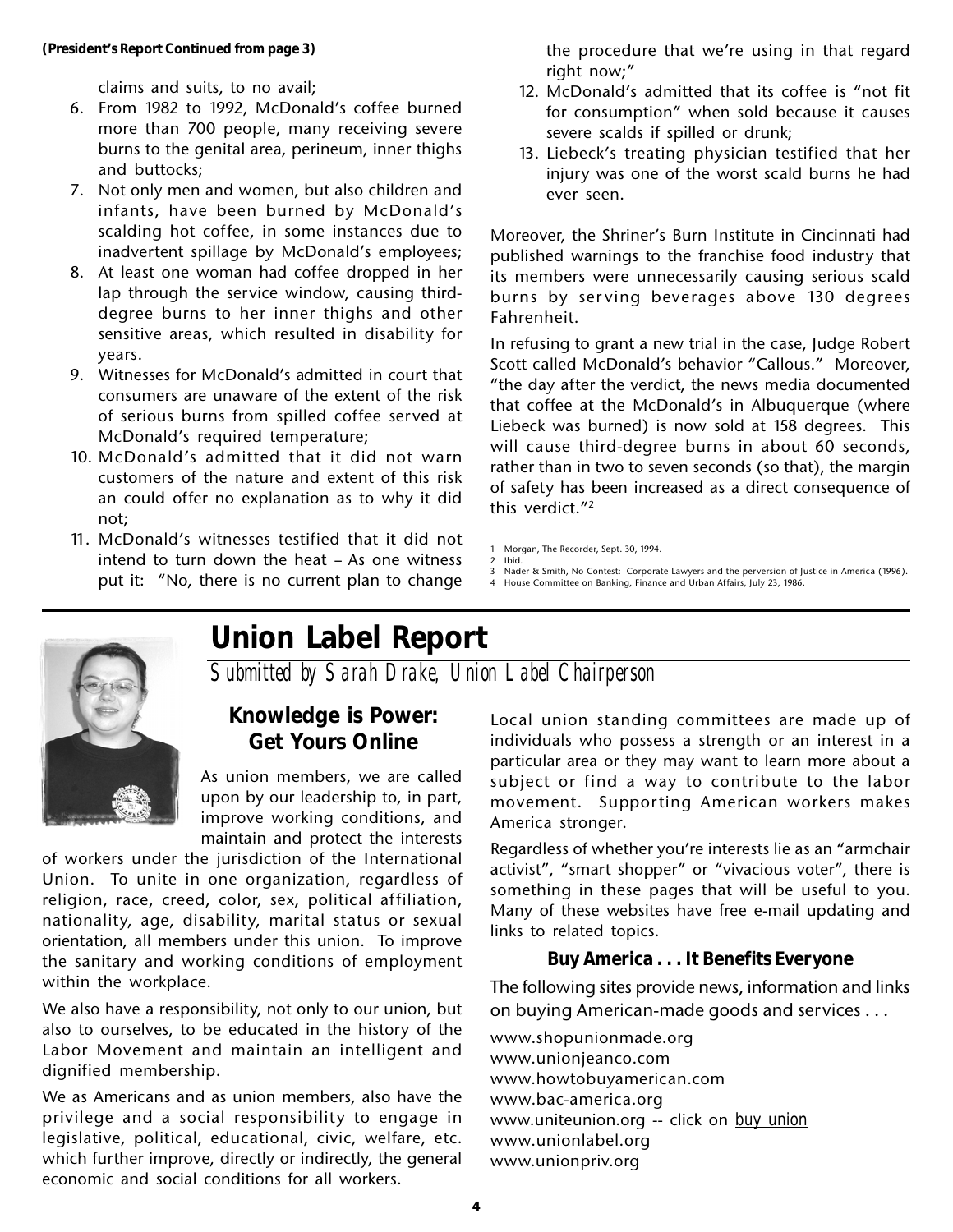**(President's Report Continued from page 3)**

claims and suits, to no avail;

6. From 1982 to 1992, McDonald's coffee burned more than 700 people, many receiving severe burns to the genital area, perineum, inner thighs and buttocks;
7. Not only men and women, but also children and infants, have been burned by McDonald's scalding hot coffee, in some instances due to inadvertent spillage by McDonald's employees;
8. At least one woman had coffee dropped in her lap through the service window, causing third-degree burns to her inner thighs and other sensitive areas, which resulted in disability for years.
9. Witnesses for McDonald's admitted in court that consumers are unaware of the extent of the risk of serious burns from spilled coffee served at McDonald's required temperature;
10. McDonald's admitted that it did not warn customers of the nature and extent of this risk an could offer no explanation as to why it did not;
11. McDonald's witnesses testified that it did not intend to turn down the heat – As one witness put it: "No, there is no current plan to change the procedure that we're using in that regard right now;"
12. McDonald's admitted that its coffee is "not fit for consumption" when sold because it causes severe scalds if spilled or drunk;
13. Liebeck's treating physician testified that her injury was one of the worst scald burns he had ever seen.

Moreover, the Shriner's Burn Institute in Cincinnati had published warnings to the franchise food industry that its members were unnecessarily causing serious scald burns by serving beverages above 130 degrees Fahrenheit.

In refusing to grant a new trial in the case, Judge Robert Scott called McDonald's behavior "Callous." Moreover, "the day after the verdict, the news media documented that coffee at the McDonald's in Albuquerque (where Liebeck was burned) is now sold at 158 degrees. This will cause third-degree burns in about 60 seconds, rather than in two to seven seconds (so that), the margin of safety has been increased as a direct consequence of this verdict."[2]

1 Morgan, The Recorder, Sept. 30, 1994.
2 Ibid.
3 Nader & Smith, No Contest: Corporate Lawyers and the perversion of Justice in America (1996).
4 House Committee on Banking, Finance and Urban Affairs, July 23, 1986.

# Union Label Report

*Submitted by Sarah Drake, Union Label Chairperson*

## Knowledge is Power: Get Yours Online

As union members, we are called upon by our leadership to, in part, improve working conditions, and maintain and protect the interests of workers under the jurisdiction of the International Union. To unite in one organization, regardless of religion, race, creed, color, sex, political affiliation, nationality, age, disability, marital status or sexual orientation, all members under this union. To improve the sanitary and working conditions of employment within the workplace.

We also have a responsibility, not only to our union, but also to ourselves, to be educated in the history of the Labor Movement and maintain an intelligent and dignified membership.

We as Americans and as union members, also have the privilege and a social responsibility to engage in legislative, political, educational, civic, welfare, etc. which further improve, directly or indirectly, the general economic and social conditions for all workers.

Local union standing committees are made up of individuals who possess a strength or an interest in a particular area or they may want to learn more about a subject or find a way to contribute to the labor movement. Supporting American workers makes America stronger.

Regardless of whether you're interests lie as an "armchair activist", "smart shopper" or "vivacious voter", there is something in these pages that will be useful to you. Many of these websites have free e-mail updating and links to related topics.

### Buy America . . . It Benefits Everyone

The following sites provide news, information and links on buying American-made goods and services . . .

www.shopunionmade.org
www.unionjeanco.com
www.howtobuyamerican.com
www.bac-america.org
www.uniteunion.org -- click on buy union
www.unionlabel.org
www.unionpriv.org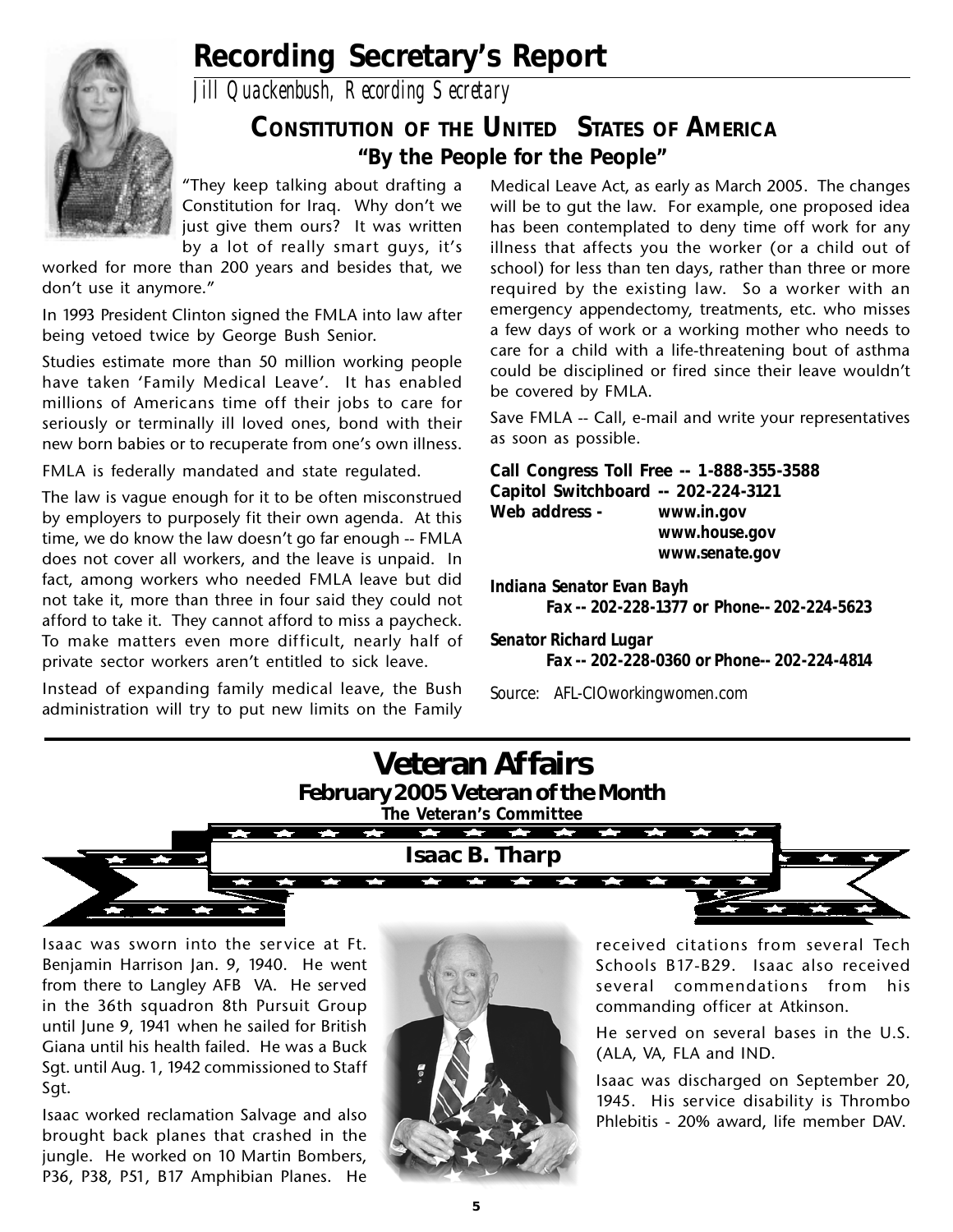# Recording Secretary's Report

*Jill Quackenbush, Recording Secretary*

## CONSTITUTION OF THE UNITED STATES OF AMERICA

### "By the People for the People"

"They keep talking about drafting a Constitution for Iraq. Why don't we just give them ours? It was written by a lot of really smart guys, it's worked for more than 200 years and besides that, we don't use it anymore."

In 1993 President Clinton signed the FMLA into law after being vetoed twice by George Bush Senior.

Studies estimate more than 50 million working people have taken 'Family Medical Leave'. It has enabled millions of Americans time off their jobs to care for seriously or terminally ill loved ones, bond with their new born babies or to recuperate from one's own illness.

FMLA is federally mandated and state regulated.

The law is vague enough for it to be often misconstrued by employers to purposely fit their own agenda. At this time, we do know the law doesn't go far enough -- FMLA does not cover all workers, and the leave is unpaid. In fact, among workers who needed FMLA leave but did not take it, more than three in four said they could not afford to take it. They cannot afford to miss a paycheck. To make matters even more difficult, nearly half of private sector workers aren't entitled to sick leave.

Instead of expanding family medical leave, the Bush administration will try to put new limits on the Family Medical Leave Act, as early as March 2005. The changes will be to gut the law. For example, one proposed idea has been contemplated to deny time off work for any illness that affects you the worker (or a child out of school) for less than ten days, rather than three or more required by the existing law. So a worker with an emergency appendectomy, treatments, etc. who misses a few days of work or a working mother who needs to care for a child with a life-threatening bout of asthma could be disciplined or fired since their leave wouldn't be covered by FMLA.

Save FMLA -- Call, e-mail and write your representatives as soon as possible.

**Call Congress Toll Free -- 1-888-355-3588**
**Capitol Switchboard -- 202-224-3121**
**Web address - www.in.gov**
**www.house.gov**
**www.senate.gov**

***Indiana Senator Evan Bayh***
***Fax -- 202-228-1377 or Phone-- 202-224-5623***

***Senator Richard Lugar***
***Fax -- 202-228-0360 or Phone-- 202-224-4814***

*Source: AFL-CIOworkingwomen.com*

# Veteran Affairs

## February 2005 Veteran of the Month

***The Veteran's Committee***

### Isaac B. Tharp

Isaac was sworn into the service at Ft. Benjamin Harrison Jan. 9, 1940. He went from there to Langley AFB VA. He served in the 36th squadron 8th Pursuit Group until June 9, 1941 when he sailed for British Giana until his health failed. He was a Buck Sgt. until Aug. 1, 1942 commissioned to Staff Sgt.

Isaac worked reclamation Salvage and also brought back planes that crashed in the jungle. He worked on 10 Martin Bombers, P36, P38, P51, B17 Amphibian Planes. He received citations from several Tech Schools B17-B29. Isaac also received several commendations from his commanding officer at Atkinson.

He served on several bases in the U.S. (ALA, VA, FLA and IND.

Isaac was discharged on September 20, 1945. His service disability is Thrombo Phlebitis - 20% award, life member DAV.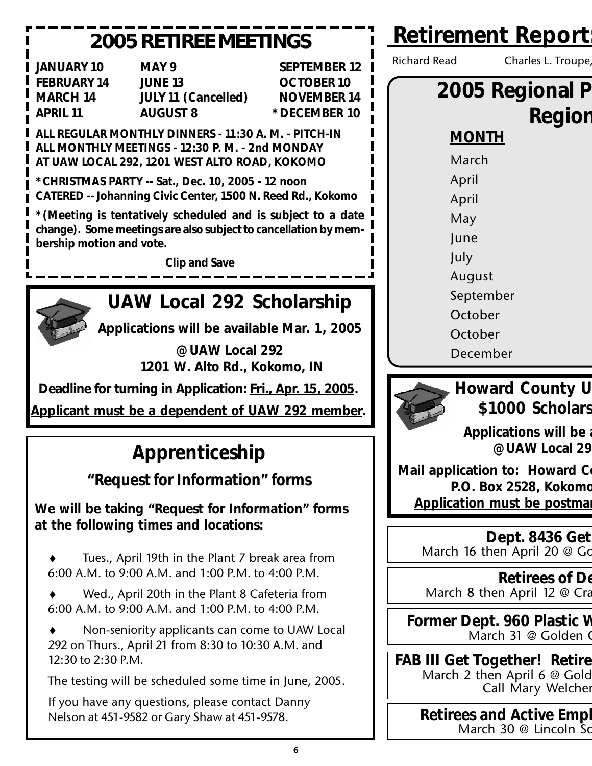## 2005 RETIREE MEETINGS

| | | |
|---|---|---|
| JANUARY 10 | MAY 9 | SEPTEMBER 12 |
| FEBRUARY 14 | JUNE 13 | OCTOBER 10 |
| MARCH 14 | JULY 11 (Cancelled) | NOVEMBER 14 |
| APRIL 11 | AUGUST 8 | *DECEMBER 10 |

**ALL REGULAR MONTHLY DINNERS - 11:30 A. M. - PITCH-IN**
**ALL MONTHLY MEETINGS - 12:30 P. M. - 2nd MONDAY**
**AT UAW LOCAL 292, 1201 WEST ALTO ROAD, KOKOMO**

***CHRISTMAS PARTY -- Sat., Dec. 10, 2005 - 12 noon**
**CATERED -- Johanning Civic Center, 1500 N. Reed Rd., Kokomo**

***(Meeting is tentatively scheduled and is subject to a date change). Some meetings are also subject to cancellation by membership motion and vote.**

**Clip and Save**

## UAW Local 292 Scholarship

**Applications will be available Mar. 1, 2005**

**@UAW Local 292**
**1201 W. Alto Rd., Kokomo, IN**

**Deadline for turning in Application: Fri., Apr. 15, 2005.**

**Applicant must be a dependent of UAW 292 member.**

## Apprenticeship

### "Request for Information" forms

**We will be taking "Request for Information" forms at the following times and locations:**

- Tues., April 19th in the Plant 7 break area from 6:00 A.M. to 9:00 A.M. and 1:00 P.M. to 4:00 P.M.
- Wed., April 20th in the Plant 8 Cafeteria from 6:00 A.M. to 9:00 A.M. and 1:00 P.M. to 4:00 P.M.
- Non-seniority applicants can come to UAW Local 292 on Thurs., April 21 from 8:30 to 10:30 A.M. and 12:30 to 2:30 P.M.

The testing will be scheduled some time in June, 2005.

If you have any questions, please contact Danny Nelson at 451-9582 or Gary Shaw at 451-9578.

## Retirement Report

Richard Read Charles L. Troupe,

## 2005 Regional P
## Region

**MONTH**

March
April
April
May
June
July
August
September
October
October
December

## Howard County U
## $1000 Scholars

**Applications will be a**
**@UAW Local 29**

**Mail application to: Howard Co**
**P.O. Box 2528, Kokomo**
**Application must be postmar**

**Dept. 8436 Get**
March 16 then April 20 @ Go

**Retirees of De**
March 8 then April 12 @ Cra

**Former Dept. 960 Plastic W**
March 31 @ Golden C

**FAB III Get Together! Retire**
March 2 then April 6 @ Gold
Call Mary Welcher

**Retirees and Active Empl**
March 30 @ Lincoln Sc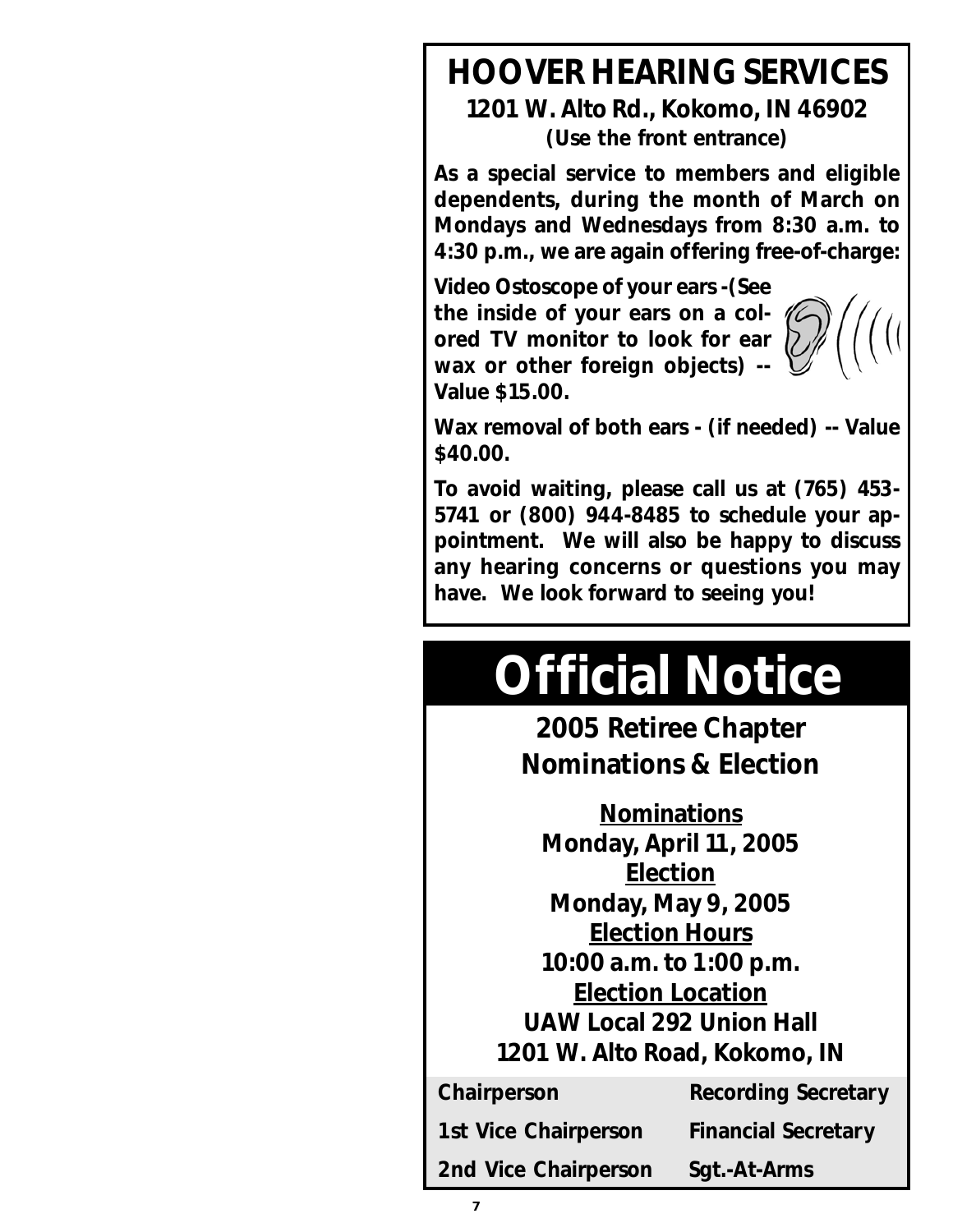# HOOVER HEARING SERVICES

**1201 W. Alto Rd., Kokomo, IN 46902**

**(Use the front entrance)**

**As a special service to members and eligible dependents, during the month of March on Mondays and Wednesdays from 8:30 a.m. to 4:30 p.m., we are again offering free-of-charge:**

**Video Ostoscope of your ears -(See the inside of your ears on a colored TV monitor to look for ear wax or other foreign objects) -- Value $15.00.**

**Wax removal of both ears - (if needed) -- Value $40.00.**

**To avoid waiting, please call us at (765) 453-5741 or (800) 944-8485 to schedule your appointment. We will also be happy to discuss any hearing concerns or questions you may have. We look forward to seeing you!**

# Official Notice

## 2005 Retiree Chapter Nominations & Election

**Nominations**
**Monday, April 11, 2005**

**Election**
**Monday, May 9, 2005**

**Election Hours**
**10:00 a.m. to 1:00 p.m.**

**Election Location**
**UAW Local 292 Union Hall**
**1201 W. Alto Road, Kokomo, IN**

| | |
|---|---|
| Chairperson | Recording Secretary |
| 1st Vice Chairperson | Financial Secretary |
| 2nd Vice Chairperson | Sgt.-At-Arms |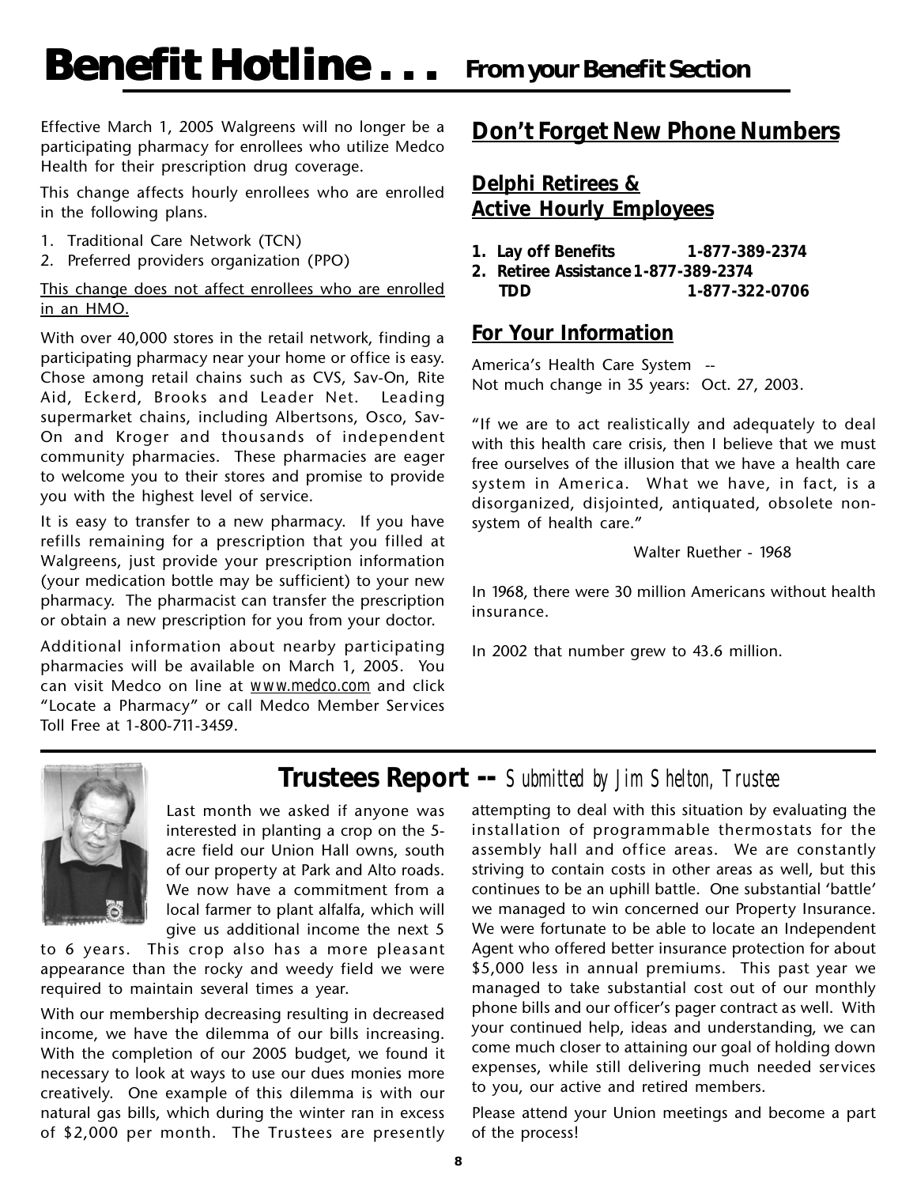# Benefit Hotline . . . From your Benefit Section

Effective March 1, 2005 Walgreens will no longer be a participating pharmacy for enrollees who utilize Medco Health for their prescription drug coverage.

This change affects hourly enrollees who are enrolled in the following plans.

1. Traditional Care Network (TCN)
2. Preferred providers organization (PPO)

<u>This change does not affect enrollees who are enrolled in an HMO.</u>

With over 40,000 stores in the retail network, finding a participating pharmacy near your home or office is easy. Chose among retail chains such as CVS, Sav-On, Rite Aid, Eckerd, Brooks and Leader Net. Leading supermarket chains, including Albertsons, Osco, Sav-On and Kroger and thousands of independent community pharmacies. These pharmacies are eager to welcome you to their stores and promise to provide you with the highest level of service.

It is easy to transfer to a new pharmacy. If you have refills remaining for a prescription that you filled at Walgreens, just provide your prescription information (your medication bottle may be sufficient) to your new pharmacy. The pharmacist can transfer the prescription or obtain a new prescription for you from your doctor.

Additional information about nearby participating pharmacies will be available on March 1, 2005. You can visit Medco on line at www.medco.com and click "Locate a Pharmacy" or call Medco Member Services Toll Free at 1-800-711-3459.

## Don't Forget New Phone Numbers

### Delphi Retirees & Active Hourly Employees

1. **Lay off Benefits 1-877-389-2374**
2. **Retiree Assistance 1-877-389-2374**
   **TDD 1-877-322-0706**

### For Your Information

America's Health Care System --
Not much change in 35 years: Oct. 27, 2003.

"If we are to act realistically and adequately to deal with this health care crisis, then I believe that we must free ourselves of the illusion that we have a health care system in America. What we have, in fact, is a disorganized, disjointed, antiquated, obsolete non-system of health care."

Walter Ruether - 1968

In 1968, there were 30 million Americans without health insurance.

In 2002 that number grew to 43.6 million.

## Trustees Report -- *Submitted by Jim Shelton, Trustee*

Last month we asked if anyone was interested in planting a crop on the 5-acre field our Union Hall owns, south of our property at Park and Alto roads. We now have a commitment from a local farmer to plant alfalfa, which will give us additional income the next 5 to 6 years. This crop also has a more pleasant appearance than the rocky and weedy field we were required to maintain several times a year.

With our membership decreasing resulting in decreased income, we have the dilemma of our bills increasing. With the completion of our 2005 budget, we found it necessary to look at ways to use our dues monies more creatively. One example of this dilemma is with our natural gas bills, which during the winter ran in excess of $2,000 per month. The Trustees are presently attempting to deal with this situation by evaluating the installation of programmable thermostats for the assembly hall and office areas. We are constantly striving to contain costs in other areas as well, but this continues to be an uphill battle. One substantial 'battle' we managed to win concerned our Property Insurance. We were fortunate to be able to locate an Independent Agent who offered better insurance protection for about $5,000 less in annual premiums. This past year we managed to take substantial cost out of our monthly phone bills and our officer's pager contract as well. With your continued help, ideas and understanding, we can come much closer to attaining our goal of holding down expenses, while still delivering much needed services to you, our active and retired members.

Please attend your Union meetings and become a part of the process!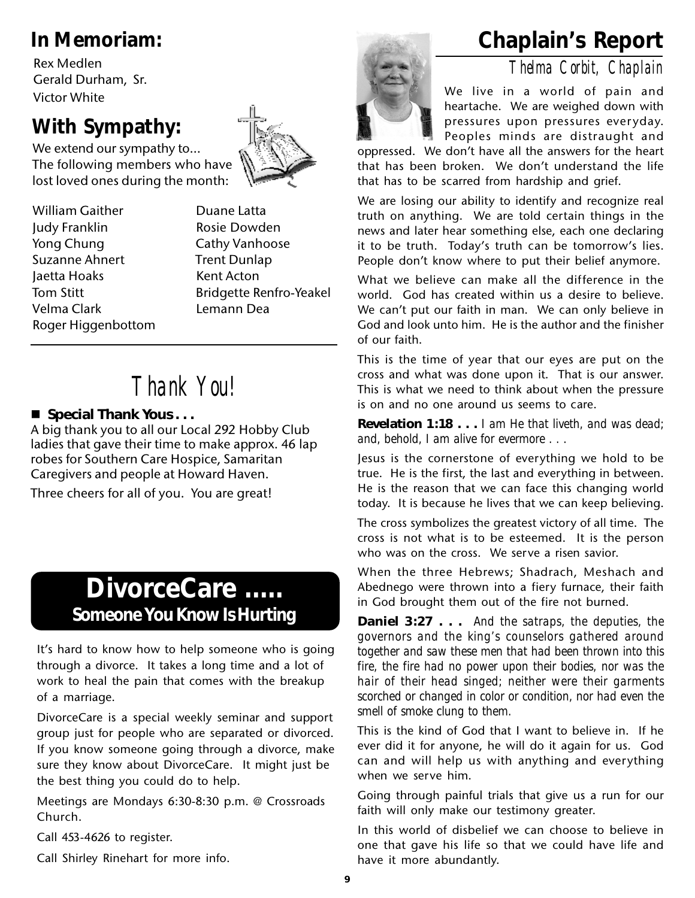## In Memoriam:

Rex Medlen
Gerald Durham, Sr.
Victor White

## With Sympathy:

We extend our sympathy to...
The following members who have lost loved ones during the month:

William Gaither
Judy Franklin
Yong Chung
Suzanne Ahnert
Jaetta Hoaks
Tom Stitt
Velma Clark
Roger Higgenbottom
Duane Latta
Rosie Dowden
Cathy Vanhoose
Trent Dunlap
Kent Acton
Bridgette Renfro-Yeakel
Lemann Dea

# Thank You!

- **Special Thank Yous . . .**

A big thank you to all our Local 292 Hobby Club ladies that gave their time to make approx. 46 lap robes for Southern Care Hospice, Samaritan Caregivers and people at Howard Haven.

Three cheers for all of you. You are great!

## DivorceCare .....
### Someone You Know Is Hurting

It's hard to know how to help someone who is going through a divorce. It takes a long time and a lot of work to heal the pain that comes with the breakup of a marriage.

DivorceCare is a special weekly seminar and support group just for people who are separated or divorced. If you know someone going through a divorce, make sure they know about DivorceCare. It might just be the best thing you could do to help.

Meetings are Mondays 6:30-8:30 p.m. @ Crossroads Church.

Call 453-4626 to register.

Call Shirley Rinehart for more info.

# Chaplain's Report

*Thelma Corbit, Chaplain*

We live in a world of pain and heartache. We are weighed down with pressures upon pressures everyday. Peoples minds are distraught and oppressed. We don't have all the answers for the heart that has been broken. We don't understand the life that has to be scarred from hardship and grief.

We are losing our ability to identify and recognize real truth on anything. We are told certain things in the news and later hear something else, each one declaring it to be truth. Today's truth can be tomorrow's lies. People don't know where to put their belief anymore.

What we believe can make all the difference in the world. God has created within us a desire to believe. We can't put our faith in man. We can only believe in God and look unto him. He is the author and the finisher of our faith.

This is the time of year that our eyes are put on the cross and what was done upon it. That is our answer. This is what we need to think about when the pressure is on and no one around us seems to care.

**Revelation 1:18 . . .** *I am He that liveth, and was dead; and, behold, I am alive for evermore . . .*

Jesus is the cornerstone of everything we hold to be true. He is the first, the last and everything in between. He is the reason that we can face this changing world today. It is because he lives that we can keep believing.

The cross symbolizes the greatest victory of all time. The cross is not what is to be esteemed. It is the person who was on the cross. We serve a risen savior.

When the three Hebrews; Shadrach, Meshach and Abednego were thrown into a fiery furnace, their faith in God brought them out of the fire not burned.

**Daniel 3:27 . . .** *And the satraps, the deputies, the governors and the king's counselors gathered around together and saw these men that had been thrown into this fire, the fire had no power upon their bodies, nor was the hair of their head singed; neither were their garments scorched or changed in color or condition, nor had even the smell of smoke clung to them.*

This is the kind of God that I want to believe in. If he ever did it for anyone, he will do it again for us. God can and will help us with anything and everything when we serve him.

Going through painful trials that give us a run for our faith will only make our testimony greater.

In this world of disbelief we can choose to believe in one that gave his life so that we could have life and have it more abundantly.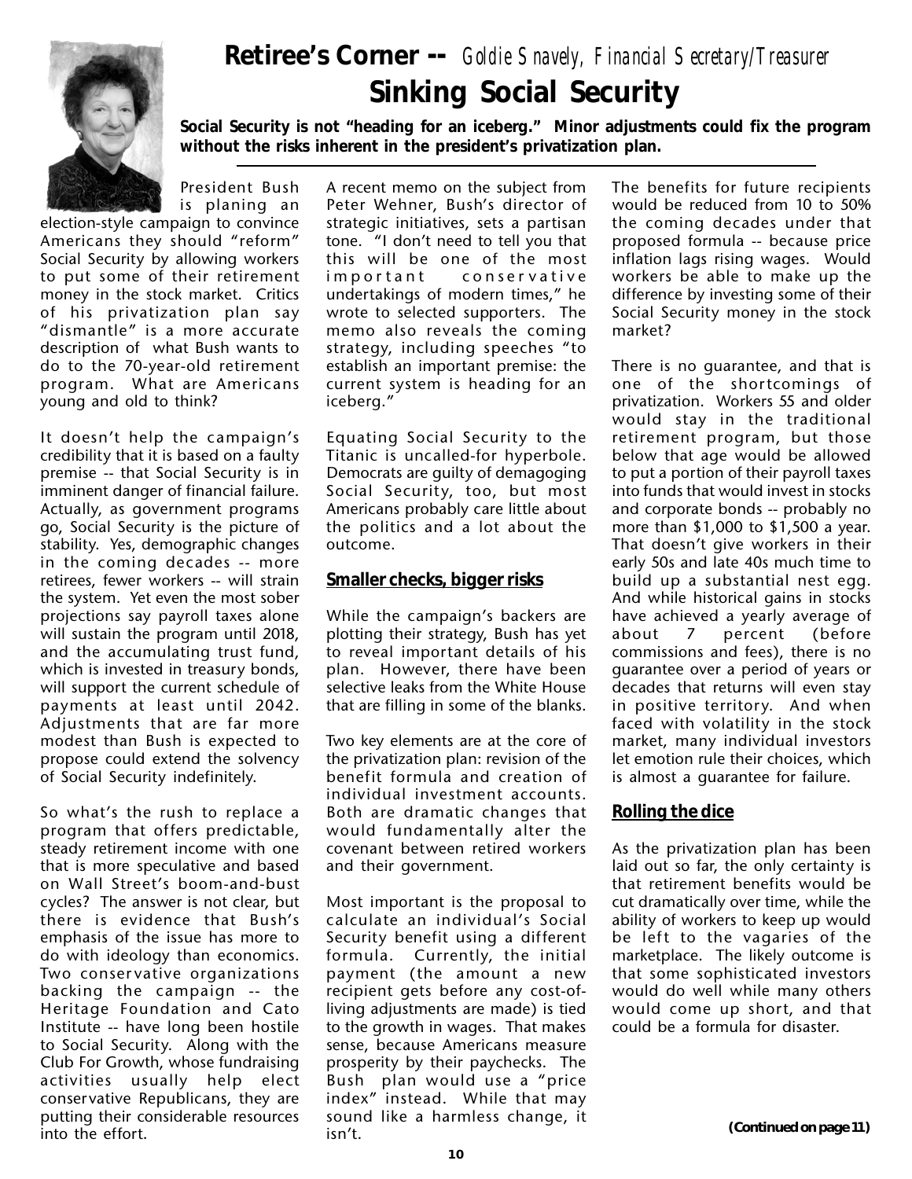# Retiree's Corner -- *Goldie Snavely, Financial Secretary/Treasurer*

## Sinking Social Security

**Social Security is not "heading for an iceberg." Minor adjustments could fix the program without the risks inherent in the president's privatization plan.**

President Bush is planing an election-style campaign to convince Americans they should "reform" Social Security by allowing workers to put some of their retirement money in the stock market. Critics of his privatization plan say "dismantle" is a more accurate description of what Bush wants to do to the 70-year-old retirement program. What are Americans young and old to think?

It doesn't help the campaign's credibility that it is based on a faulty premise -- that Social Security is in imminent danger of financial failure. Actually, as government programs go, Social Security is the picture of stability. Yes, demographic changes in the coming decades -- more retirees, fewer workers -- will strain the system. Yet even the most sober projections say payroll taxes alone will sustain the program until 2018, and the accumulating trust fund, which is invested in treasury bonds, will support the current schedule of payments at least until 2042. Adjustments that are far more modest than Bush is expected to propose could extend the solvency of Social Security indefinitely.

So what's the rush to replace a program that offers predictable, steady retirement income with one that is more speculative and based on Wall Street's boom-and-bust cycles? The answer is not clear, but there is evidence that Bush's emphasis of the issue has more to do with ideology than economics. Two conservative organizations backing the campaign -- the Heritage Foundation and Cato Institute -- have long been hostile to Social Security. Along with the Club For Growth, whose fundraising activities usually help elect conservative Republicans, they are putting their considerable resources into the effort.

A recent memo on the subject from Peter Wehner, Bush's director of strategic initiatives, sets a partisan tone. "I don't need to tell you that this will be one of the most important conservative undertakings of modern times," he wrote to selected supporters. The memo also reveals the coming strategy, including speeches "to establish an important premise: the current system is heading for an iceberg."

Equating Social Security to the Titanic is uncalled-for hyperbole. Democrats are guilty of demagoging Social Security, too, but most Americans probably care little about the politics and a lot about the outcome.

### Smaller checks, bigger risks

While the campaign's backers are plotting their strategy, Bush has yet to reveal important details of his plan. However, there have been selective leaks from the White House that are filling in some of the blanks.

Two key elements are at the core of the privatization plan: revision of the benefit formula and creation of individual investment accounts. Both are dramatic changes that would fundamentally alter the covenant between retired workers and their government.

Most important is the proposal to calculate an individual's Social Security benefit using a different formula. Currently, the initial payment (the amount a new recipient gets before any cost-of-living adjustments are made) is tied to the growth in wages. That makes sense, because Americans measure prosperity by their paychecks. The Bush plan would use a "price index" instead. While that may sound like a harmless change, it isn't.

The benefits for future recipients would be reduced from 10 to 50% the coming decades under that proposed formula -- because price inflation lags rising wages. Would workers be able to make up the difference by investing some of their Social Security money in the stock market?

There is no guarantee, and that is one of the shortcomings of privatization. Workers 55 and older would stay in the traditional retirement program, but those below that age would be allowed to put a portion of their payroll taxes into funds that would invest in stocks and corporate bonds -- probably no more than $1,000 to $1,500 a year. That doesn't give workers in their early 50s and late 40s much time to build up a substantial nest egg. And while historical gains in stocks have achieved a yearly average of about 7 percent (before commissions and fees), there is no guarantee over a period of years or decades that returns will even stay in positive territory. And when faced with volatility in the stock market, many individual investors let emotion rule their choices, which is almost a guarantee for failure.

### Rolling the dice

As the privatization plan has been laid out so far, the only certainty is that retirement benefits would be cut dramatically over time, while the ability of workers to keep up would be left to the vagaries of the marketplace. The likely outcome is that some sophisticated investors would do well while many others would come up short, and that could be a formula for disaster.

***(Continued on page 11)***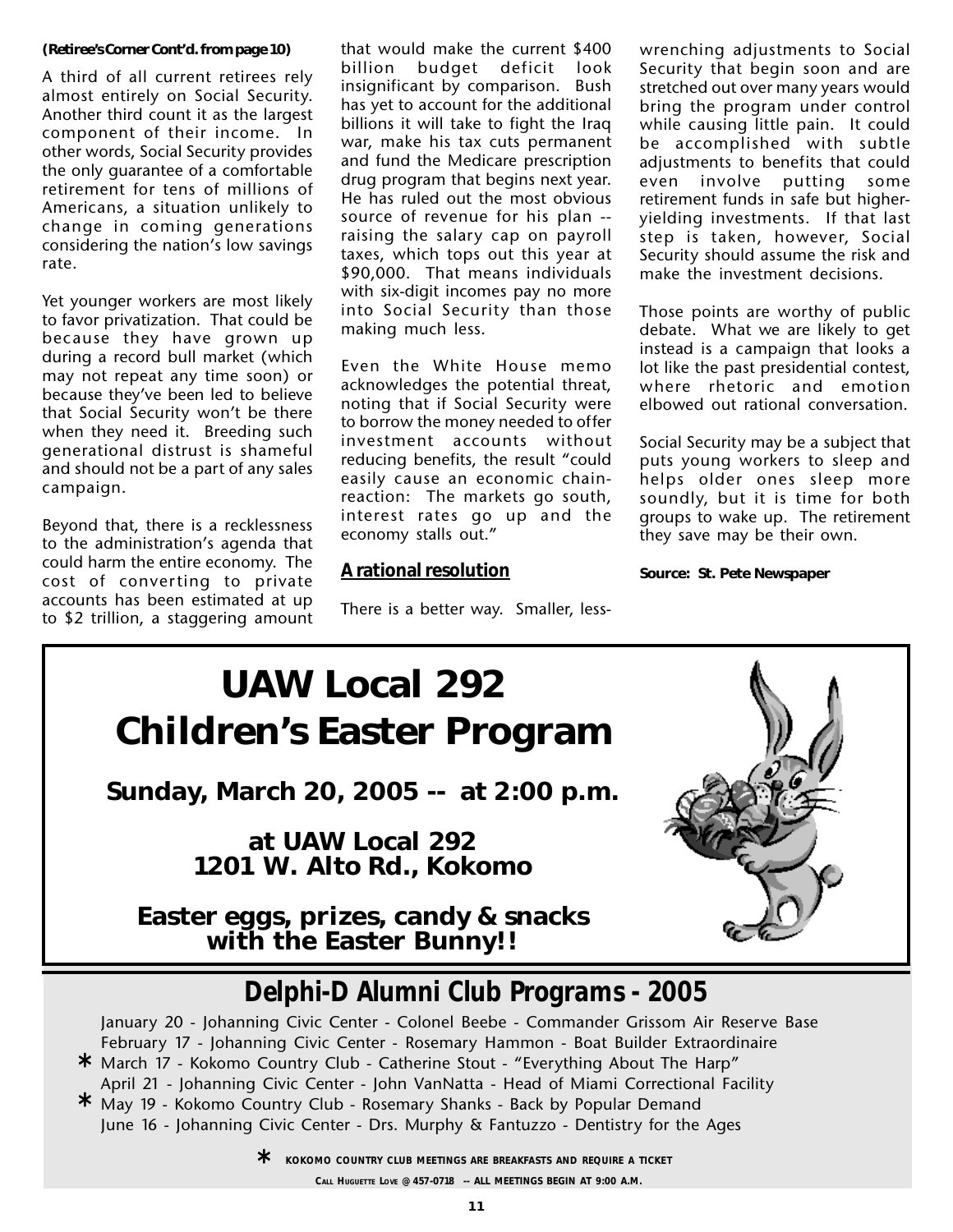**(Retiree's Corner Cont'd. from page 10)**

A third of all current retirees rely almost entirely on Social Security. Another third count it as the largest component of their income. In other words, Social Security provides the only guarantee of a comfortable retirement for tens of millions of Americans, a situation unlikely to change in coming generations considering the nation's low savings rate.

Yet younger workers are most likely to favor privatization. That could be because they have grown up during a record bull market (which may not repeat any time soon) or because they've been led to believe that Social Security won't be there when they need it. Breeding such generational distrust is shameful and should not be a part of any sales campaign.

Beyond that, there is a recklessness to the administration's agenda that could harm the entire economy. The cost of converting to private accounts has been estimated at up to $2 trillion, a staggering amount that would make the current $400 billion budget deficit look insignificant by comparison. Bush has yet to account for the additional billions it will take to fight the Iraq war, make his tax cuts permanent and fund the Medicare prescription drug program that begins next year. He has ruled out the most obvious source of revenue for his plan -- raising the salary cap on payroll taxes, which tops out this year at $90,000. That means individuals with six-digit incomes pay no more into Social Security than those making much less.

Even the White House memo acknowledges the potential threat, noting that if Social Security were to borrow the money needed to offer investment accounts without reducing benefits, the result "could easily cause an economic chain-reaction: The markets go south, interest rates go up and the economy stalls out."

**A rational resolution**

There is a better way. Smaller, less-wrenching adjustments to Social Security that begin soon and are stretched out over many years would bring the program under control while causing little pain. It could be accomplished with subtle adjustments to benefits that could even involve putting some retirement funds in safe but higher-yielding investments. If that last step is taken, however, Social Security should assume the risk and make the investment decisions.

Those points are worthy of public debate. What we are likely to get instead is a campaign that looks a lot like the past presidential contest, where rhetoric and emotion elbowed out rational conversation.

Social Security may be a subject that puts young workers to sleep and helps older ones sleep more soundly, but it is time for both groups to wake up. The retirement they save may be their own.

**Source: St. Pete Newspaper**

# UAW Local 292 Children's Easter Program

**Sunday, March 20, 2005 -- at 2:00 p.m.**

**at UAW Local 292**
**1201 W. Alto Rd., Kokomo**

***Easter eggs, prizes, candy & snacks with the Easter Bunny!!***

## Delphi-D Alumni Club Programs - 2005

January 20 - Johanning Civic Center - Colonel Beebe - Commander Grissom Air Reserve Base
February 17 - Johanning Civic Center - Rosemary Hammon - Boat Builder Extraordinaire
* March 17 - Kokomo Country Club - Catherine Stout - "Everything About The Harp"
April 21 - Johanning Civic Center - John VanNatta - Head of Miami Correctional Facility
* May 19 - Kokomo Country Club - Rosemary Shanks - Back by Popular Demand
June 16 - Johanning Civic Center - Drs. Murphy & Fantuzzo - Dentistry for the Ages

* KOKOMO COUNTRY CLUB MEETINGS ARE BREAKFASTS AND REQUIRE A TICKET

CALL HUGUETTE LOVE @ 457-0718 -- ALL MEETINGS BEGIN AT 9:00 A.M.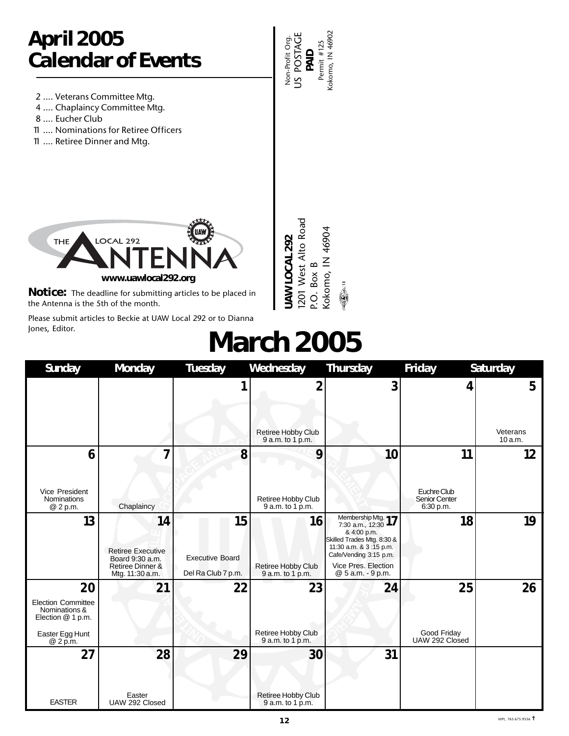# April 2005 Calendar of Events

- 2 .... Veterans Committee Mtg.
- 4 .... Chaplaincy Committee Mtg.
- 8 .... Eucher Club
- 11 .... Nominations for Retiree Officers
- 11 .... Retiree Dinner and Mtg.

Non-Profit Org.
US POSTAGE
**PAID**
Permit #125
Kokomo, IN 46902

THE LOCAL 292 ANTENNA
www.uawlocal292.org

**UAW LOCAL 292**
1201 West Alto Road
P.O. Box B
Kokomo, IN 46904

**Notice:** The deadline for submitting articles to be placed in the Antenna is the 5th of the month.

Please submit articles to Beckie at UAW Local 292 or to Dianna Jones, Editor.

# March 2005

| Sunday | Monday | Tuesday | Wednesday | Thursday | Friday | Saturday |
|---|---|---|---|---|---|---|
| | | 1 | 2<br>Retiree Hobby Club 9 a.m. to 1 p.m. | 3 | 4 | 5<br>Veterans 10 a.m. |
| 6<br>Vice President Nominations @ 2 p.m. | 7<br>Chaplaincy | 8 | 9<br>Retiree Hobby Club 9 a.m. to 1 p.m. | 10 | 11<br>Euchre Club Senior Center 6:30 p.m. | 12 |
| 13 | 14<br>Retiree Executive Board 9:30 a.m.<br>Retiree Dinner & Mtg. 11:30 a.m. | 15<br>Executive Board<br>Del Ra Club 7 p.m. | 16<br>Retiree Hobby Club 9 a.m. to 1 p.m. | 17<br>Membership Mtg. 7:30 a.m., 12:30 & 4:00 p.m.<br>Skilled Trades Mtg. 8:30 & 11:30 a.m. & 3 :15 p.m.<br>Cafe/Vending 3:15 p.m.<br>Vice Pres. Election @ 5 a.m. - 9 p.m. | 18 | 19 |
| 20<br>Election Committee Nominations & Election @ 1 p.m.<br>Easter Egg Hunt @ 2 p.m. | 21 | 22 | 23<br>Retiree Hobby Club 9 a.m. to 1 p.m. | 24 | 25<br>Good Friday UAW 292 Closed | 26 |
| 27<br>EASTER | 28<br>Easter UAW 292 Closed | 29 | 30<br>Retiree Hobby Club 9 a.m. to 1 p.m. | 31 | | |

MPI, 765.675.9556